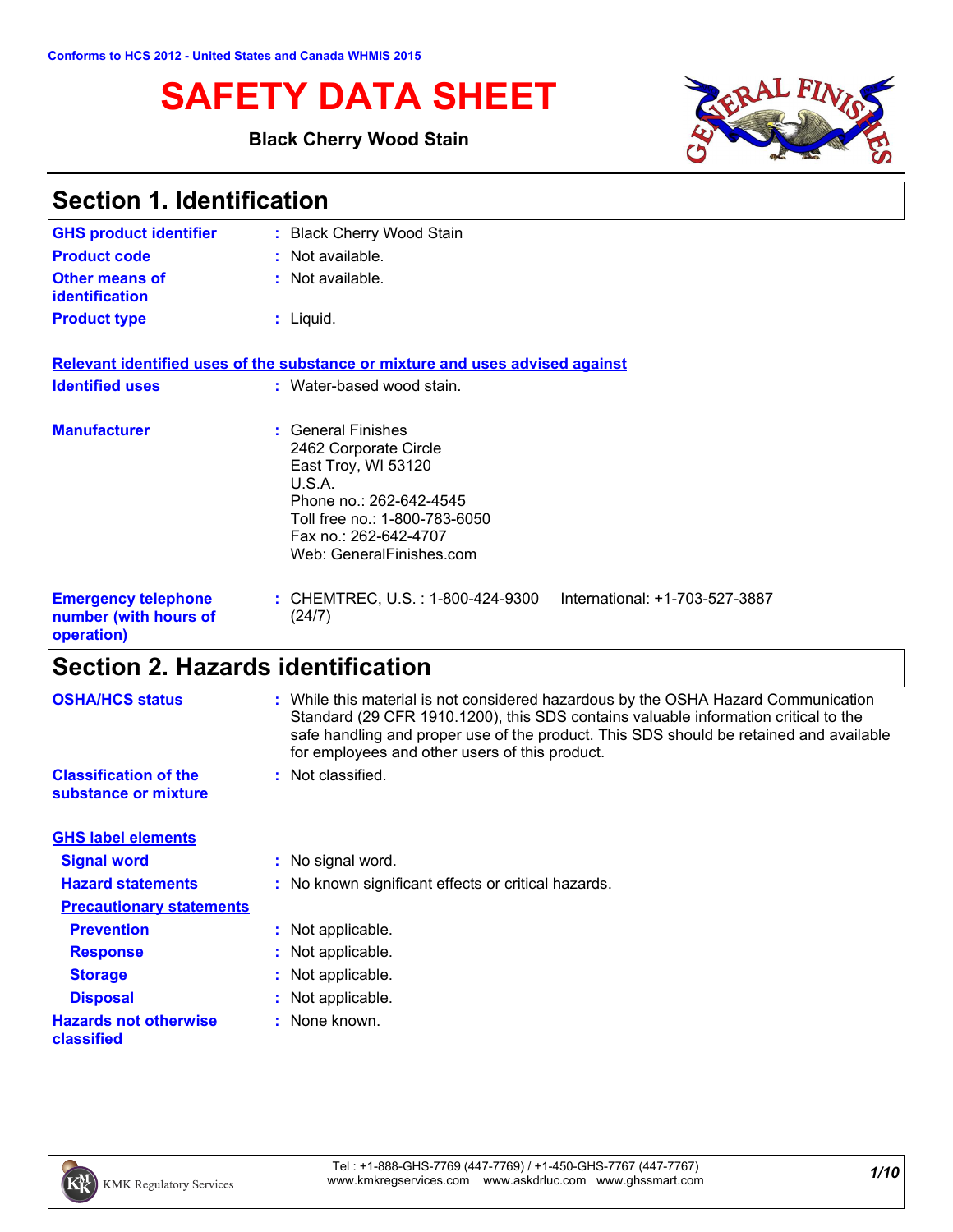Conforms to HCS 2012 - United States and Canada WHMIS 2015

# SAFETY DATA SHEET

**Black Cherry Wood Stain**

## Section 1. Identification

**GHS product identifier** : Black Cherry Wood Stain

**Product code** : Not available.

**Other means of identification** : Not available.

**Product type** : Liquid.

### Relevant identified uses of the substance or mixture and uses advised against

**Identified uses** : Water-based wood stain.

**Manufacturer** : General Finishes
2462 Corporate Circle
East Troy, WI 53120
U.S.A.
Phone no.: 262-642-4545
Toll free no.: 1-800-783-6050
Fax no.: 262-642-4707
Web: GeneralFinishes.com

**Emergency telephone number (with hours of operation)** : CHEMTREC, U.S. : 1-800-424-9300 International: +1-703-527-3887 (24/7)

## Section 2. Hazards identification

**OSHA/HCS status** : While this material is not considered hazardous by the OSHA Hazard Communication Standard (29 CFR 1910.1200), this SDS contains valuable information critical to the safe handling and proper use of the product. This SDS should be retained and available for employees and other users of this product.

**Classification of the substance or mixture** : Not classified.

### GHS label elements

**Signal word** : No signal word.

**Hazard statements** : No known significant effects or critical hazards.

#### Precautionary statements

**Prevention** : Not applicable.

**Response** : Not applicable.

**Storage** : Not applicable.

**Disposal** : Not applicable.

**Hazards not otherwise classified** : None known.

KMK Regulatory Services

Tel : +1-888-GHS-7769 (447-7769) / +1-450-GHS-7767 (447-7767)
www.kmkregservices.com www.askdrluc.com www.ghssmart.com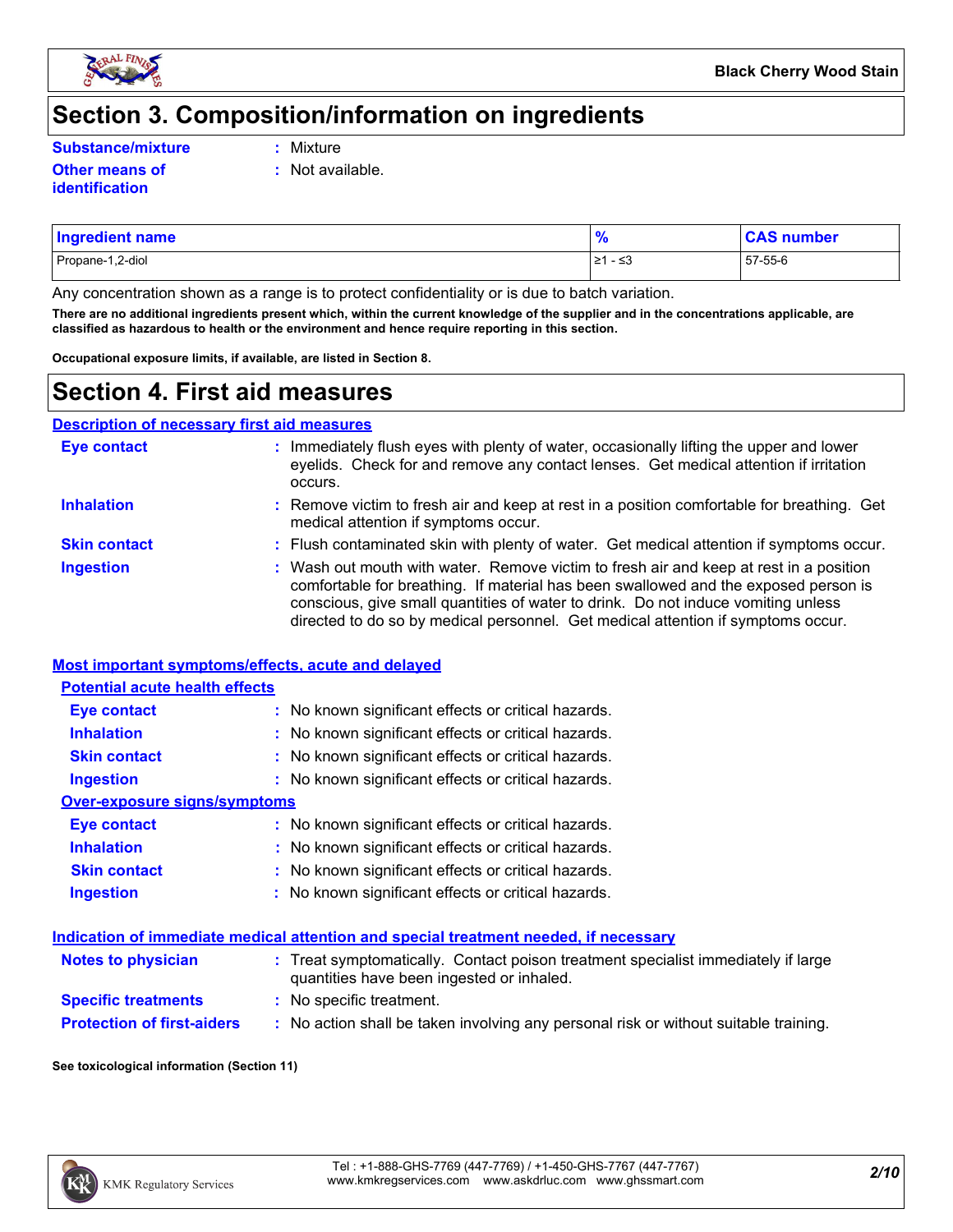# Section 3. Composition/information on ingredients

**Substance/mixture** : Mixture

**Other means of identification** : Not available.

| Ingredient name | % | CAS number |
|---|---|---|
| Propane-1,2-diol | ≥1 - ≤3 | 57-55-6 |

Any concentration shown as a range is to protect confidentiality or is due to batch variation.

**There are no additional ingredients present which, within the current knowledge of the supplier and in the concentrations applicable, are classified as hazardous to health or the environment and hence require reporting in this section.**

**Occupational exposure limits, if available, are listed in Section 8.**

# Section 4. First aid measures

## Description of necessary first aid measures

**Eye contact** : Immediately flush eyes with plenty of water, occasionally lifting the upper and lower eyelids. Check for and remove any contact lenses. Get medical attention if irritation occurs.

**Inhalation** : Remove victim to fresh air and keep at rest in a position comfortable for breathing. Get medical attention if symptoms occur.

**Skin contact** : Flush contaminated skin with plenty of water. Get medical attention if symptoms occur.

**Ingestion** : Wash out mouth with water. Remove victim to fresh air and keep at rest in a position comfortable for breathing. If material has been swallowed and the exposed person is conscious, give small quantities of water to drink. Do not induce vomiting unless directed to do so by medical personnel. Get medical attention if symptoms occur.

## Most important symptoms/effects, acute and delayed

### Potential acute health effects

**Eye contact** : No known significant effects or critical hazards.

**Inhalation** : No known significant effects or critical hazards.

**Skin contact** : No known significant effects or critical hazards.

**Ingestion** : No known significant effects or critical hazards.

### Over-exposure signs/symptoms

**Eye contact** : No known significant effects or critical hazards.

**Inhalation** : No known significant effects or critical hazards.

**Skin contact** : No known significant effects or critical hazards.

**Ingestion** : No known significant effects or critical hazards.

## Indication of immediate medical attention and special treatment needed, if necessary

**Notes to physician** : Treat symptomatically. Contact poison treatment specialist immediately if large quantities have been ingested or inhaled.

**Specific treatments** : No specific treatment.

**Protection of first-aiders** : No action shall be taken involving any personal risk or without suitable training.

**See toxicological information (Section 11)**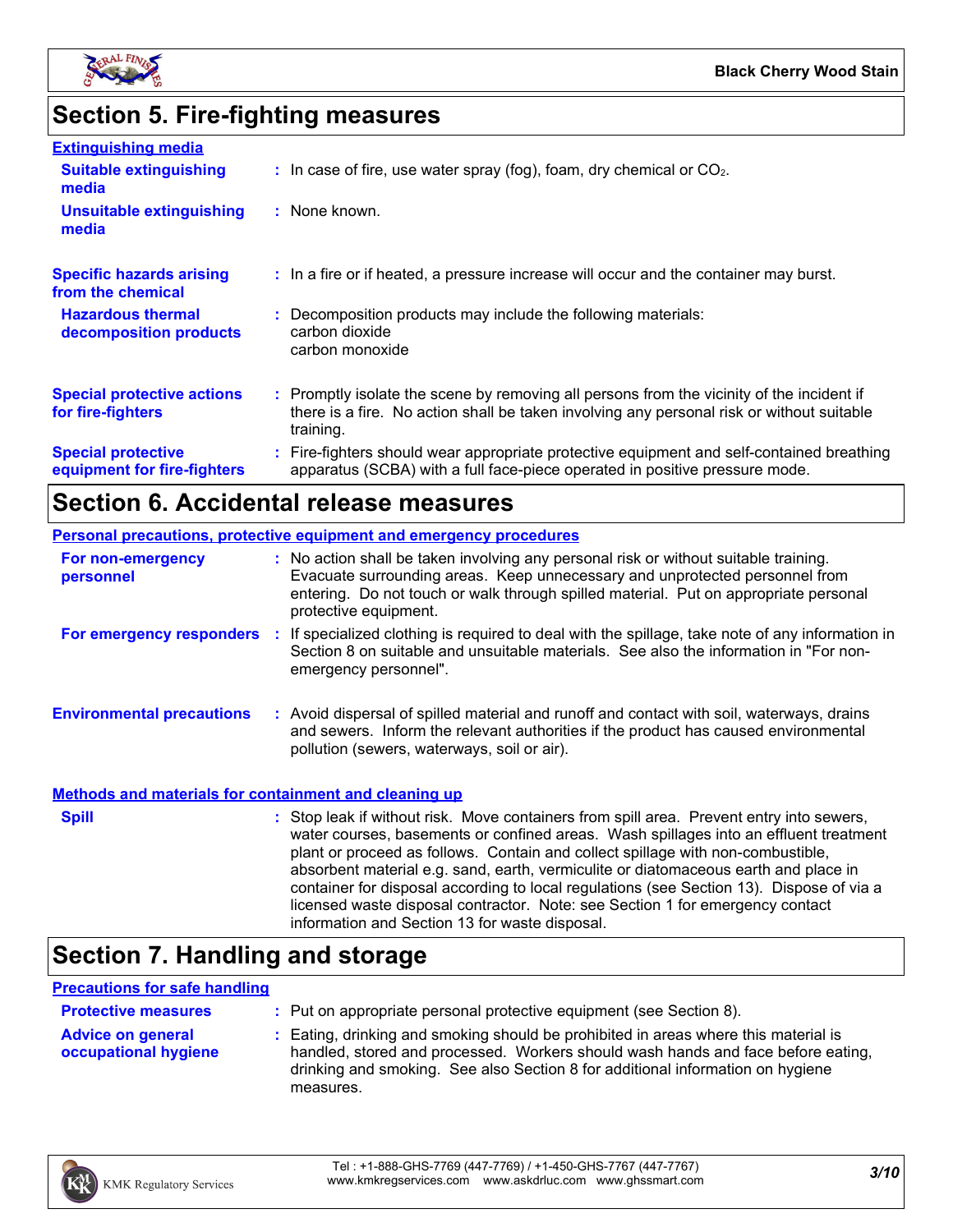## Section 5. Fire-fighting measures

### Extinguishing media

**Suitable extinguishing media** : In case of fire, use water spray (fog), foam, dry chemical or $CO_2$.

**Unsuitable extinguishing media** : None known.

**Specific hazards arising from the chemical** : In a fire or if heated, a pressure increase will occur and the container may burst.

**Hazardous thermal decomposition products** : Decomposition products may include the following materials:
carbon dioxide
carbon monoxide

**Special protective actions for fire-fighters** : Promptly isolate the scene by removing all persons from the vicinity of the incident if there is a fire. No action shall be taken involving any personal risk or without suitable training.

**Special protective equipment for fire-fighters** : Fire-fighters should wear appropriate protective equipment and self-contained breathing apparatus (SCBA) with a full face-piece operated in positive pressure mode.

## Section 6. Accidental release measures

### Personal precautions, protective equipment and emergency procedures

**For non-emergency personnel** : No action shall be taken involving any personal risk or without suitable training. Evacuate surrounding areas. Keep unnecessary and unprotected personnel from entering. Do not touch or walk through spilled material. Put on appropriate personal protective equipment.

**For emergency responders** : If specialized clothing is required to deal with the spillage, take note of any information in Section 8 on suitable and unsuitable materials. See also the information in "For non-emergency personnel".

**Environmental precautions** : Avoid dispersal of spilled material and runoff and contact with soil, waterways, drains and sewers. Inform the relevant authorities if the product has caused environmental pollution (sewers, waterways, soil or air).

### Methods and materials for containment and cleaning up

**Spill** : Stop leak if without risk. Move containers from spill area. Prevent entry into sewers, water courses, basements or confined areas. Wash spillages into an effluent treatment plant or proceed as follows. Contain and collect spillage with non-combustible, absorbent material e.g. sand, earth, vermiculite or diatomaceous earth and place in container for disposal according to local regulations (see Section 13). Dispose of via a licensed waste disposal contractor. Note: see Section 1 for emergency contact information and Section 13 for waste disposal.

## Section 7. Handling and storage

### Precautions for safe handling

**Protective measures** : Put on appropriate personal protective equipment (see Section 8).

**Advice on general occupational hygiene** : Eating, drinking and smoking should be prohibited in areas where this material is handled, stored and processed. Workers should wash hands and face before eating, drinking and smoking. See also Section 8 for additional information on hygiene measures.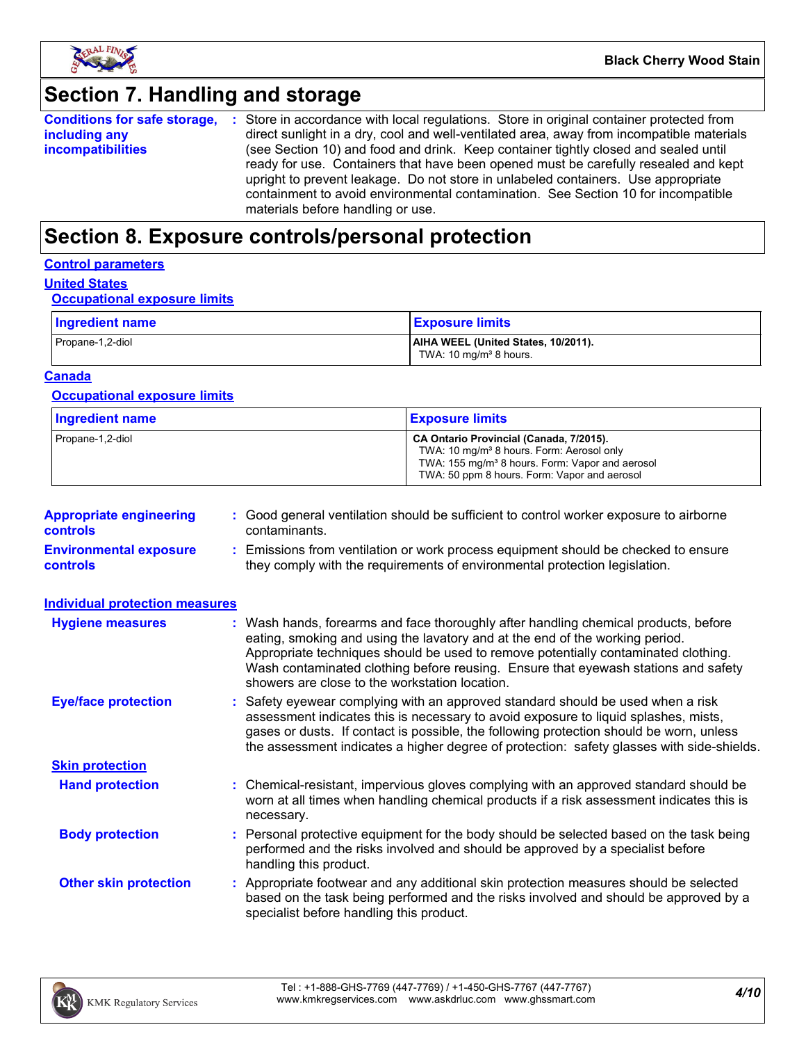# Section 7. Handling and storage

**Conditions for safe storage, including any incompatibilities** : Store in accordance with local regulations. Store in original container protected from direct sunlight in a dry, cool and well-ventilated area, away from incompatible materials (see Section 10) and food and drink. Keep container tightly closed and sealed until ready for use. Containers that have been opened must be carefully resealed and kept upright to prevent leakage. Do not store in unlabeled containers. Use appropriate containment to avoid environmental contamination. See Section 10 for incompatible materials before handling or use.

# Section 8. Exposure controls/personal protection

## Control parameters

### United States

#### Occupational exposure limits

| Ingredient name | Exposure limits |
| --- | --- |
| Propane-1,2-diol | **AIHA WEEL (United States, 10/2011).**<br>TWA: 10 mg/m³ 8 hours. |

### Canada

#### Occupational exposure limits

| Ingredient name | Exposure limits |
| --- | --- |
| Propane-1,2-diol | **CA Ontario Provincial (Canada, 7/2015).**<br>TWA: 10 mg/m³ 8 hours. Form: Aerosol only<br>TWA: 155 mg/m³ 8 hours. Form: Vapor and aerosol<br>TWA: 50 ppm 8 hours. Form: Vapor and aerosol |

**Appropriate engineering controls** : Good general ventilation should be sufficient to control worker exposure to airborne contaminants.

**Environmental exposure controls** : Emissions from ventilation or work process equipment should be checked to ensure they comply with the requirements of environmental protection legislation.

## Individual protection measures

**Hygiene measures** : Wash hands, forearms and face thoroughly after handling chemical products, before eating, smoking and using the lavatory and at the end of the working period. Appropriate techniques should be used to remove potentially contaminated clothing. Wash contaminated clothing before reusing. Ensure that eyewash stations and safety showers are close to the workstation location.

**Eye/face protection** : Safety eyewear complying with an approved standard should be used when a risk assessment indicates this is necessary to avoid exposure to liquid splashes, mists, gases or dusts. If contact is possible, the following protection should be worn, unless the assessment indicates a higher degree of protection: safety glasses with side-shields.

### Skin protection

**Hand protection** : Chemical-resistant, impervious gloves complying with an approved standard should be worn at all times when handling chemical products if a risk assessment indicates this is necessary.

**Body protection** : Personal protective equipment for the body should be selected based on the task being performed and the risks involved and should be approved by a specialist before handling this product.

**Other skin protection** : Appropriate footwear and any additional skin protection measures should be selected based on the task being performed and the risks involved and should be approved by a specialist before handling this product.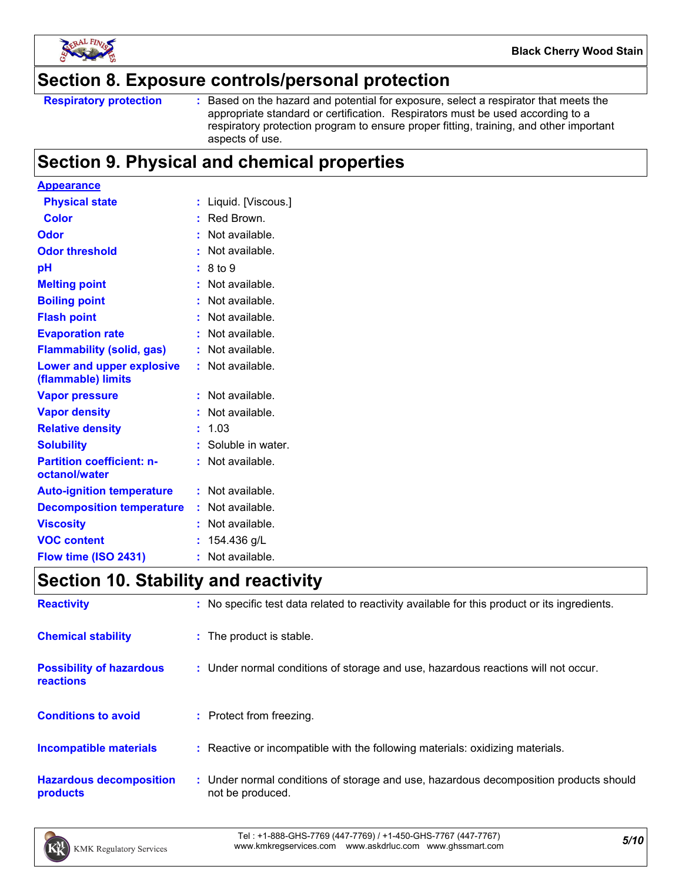## Section 8. Exposure controls/personal protection

| | |
|---|---|
| **Respiratory protection** | Based on the hazard and potential for exposure, select a respirator that meets the appropriate standard or certification. Respirators must be used according to a respiratory protection program to ensure proper fitting, training, and other important aspects of use. |

## Section 9. Physical and chemical properties

| | |
|---|---|
| **Appearance** | |
| **Physical state** | Liquid. [Viscous.] |
| **Color** | Red Brown. |
| **Odor** | Not available. |
| **Odor threshold** | Not available. |
| **pH** | 8 to 9 |
| **Melting point** | Not available. |
| **Boiling point** | Not available. |
| **Flash point** | Not available. |
| **Evaporation rate** | Not available. |
| **Flammability (solid, gas)** | Not available. |
| **Lower and upper explosive (flammable) limits** | Not available. |
| **Vapor pressure** | Not available. |
| **Vapor density** | Not available. |
| **Relative density** | 1.03 |
| **Solubility** | Soluble in water. |
| **Partition coefficient: n-octanol/water** | Not available. |
| **Auto-ignition temperature** | Not available. |
| **Decomposition temperature** | Not available. |
| **Viscosity** | Not available. |
| **VOC content** | 154.436 g/L |
| **Flow time (ISO 2431)** | Not available. |

## Section 10. Stability and reactivity

| | |
|---|---|
| **Reactivity** | No specific test data related to reactivity available for this product or its ingredients. |
| **Chemical stability** | The product is stable. |
| **Possibility of hazardous reactions** | Under normal conditions of storage and use, hazardous reactions will not occur. |
| **Conditions to avoid** | Protect from freezing. |
| **Incompatible materials** | Reactive or incompatible with the following materials: oxidizing materials. |
| **Hazardous decomposition products** | Under normal conditions of storage and use, hazardous decomposition products should not be produced. |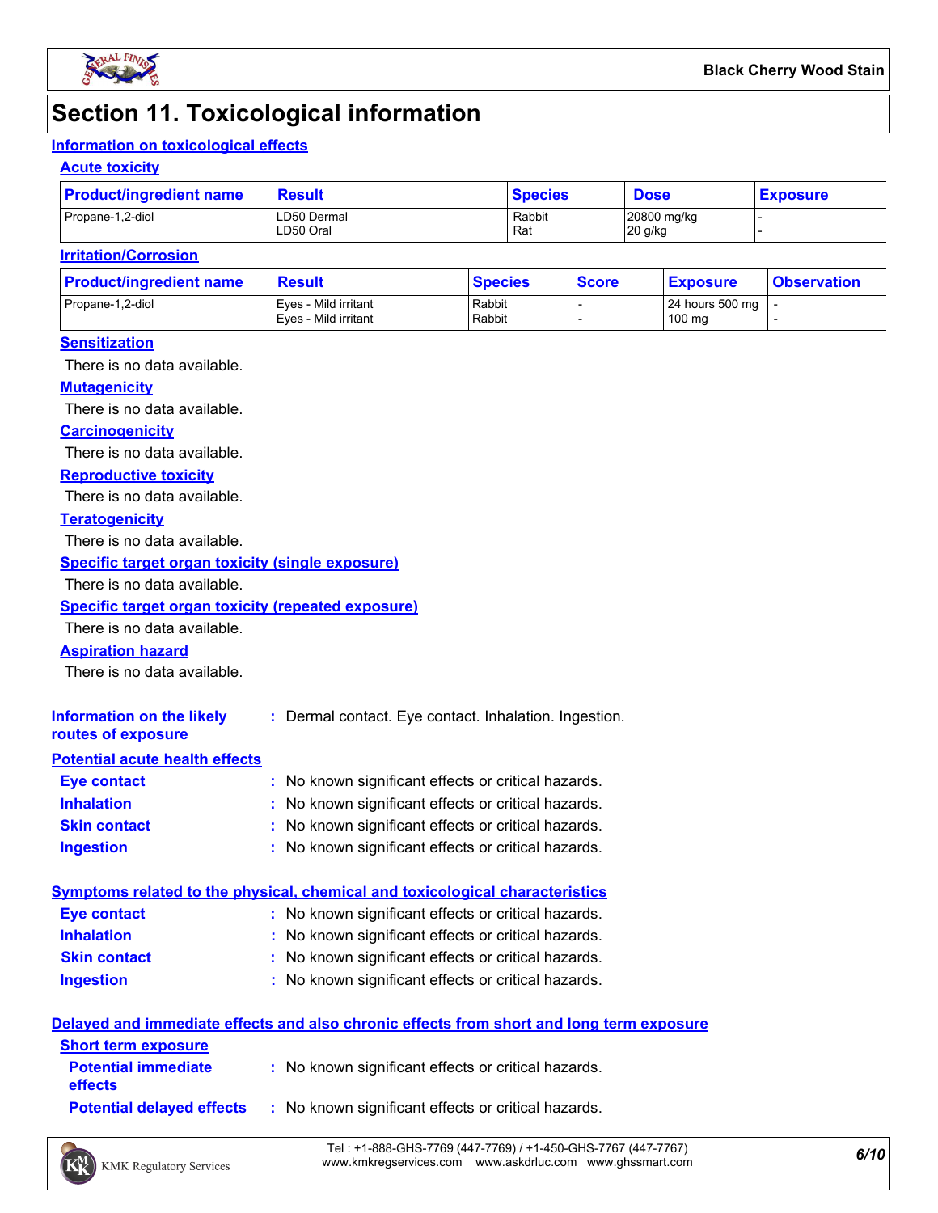# Section 11. Toxicological information

## Information on toxicological effects

### Acute toxicity

| Product/ingredient name | Result | Species | Dose | Exposure |
| --- | --- | --- | --- | --- |
| Propane-1,2-diol | LD50 Dermal<br>LD50 Oral | Rabbit<br>Rat | 20800 mg/kg<br>20 g/kg | -<br>- |

### Irritation/Corrosion

| Product/ingredient name | Result | Species | Score | Exposure | Observation |
| --- | --- | --- | --- | --- | --- |
| Propane-1,2-diol | Eyes - Mild irritant<br>Eyes - Mild irritant | Rabbit<br>Rabbit | -<br>- | 24 hours 500 mg<br>100 mg | -<br>- |

### Sensitization

There is no data available.

### Mutagenicity

There is no data available.

### Carcinogenicity

There is no data available.

### Reproductive toxicity

There is no data available.

### Teratogenicity

There is no data available.

### Specific target organ toxicity (single exposure)

There is no data available.

### Specific target organ toxicity (repeated exposure)

There is no data available.

### Aspiration hazard

There is no data available.

**Information on the likely routes of exposure** : Dermal contact. Eye contact. Inhalation. Ingestion.

## Potential acute health effects

**Eye contact** : No known significant effects or critical hazards.

**Inhalation** : No known significant effects or critical hazards.

**Skin contact** : No known significant effects or critical hazards.

**Ingestion** : No known significant effects or critical hazards.

## Symptoms related to the physical, chemical and toxicological characteristics

**Eye contact** : No known significant effects or critical hazards.

**Inhalation** : No known significant effects or critical hazards.

**Skin contact** : No known significant effects or critical hazards.

**Ingestion** : No known significant effects or critical hazards.

## Delayed and immediate effects and also chronic effects from short and long term exposure

### Short term exposure

**Potential immediate effects** : No known significant effects or critical hazards.

**Potential delayed effects** : No known significant effects or critical hazards.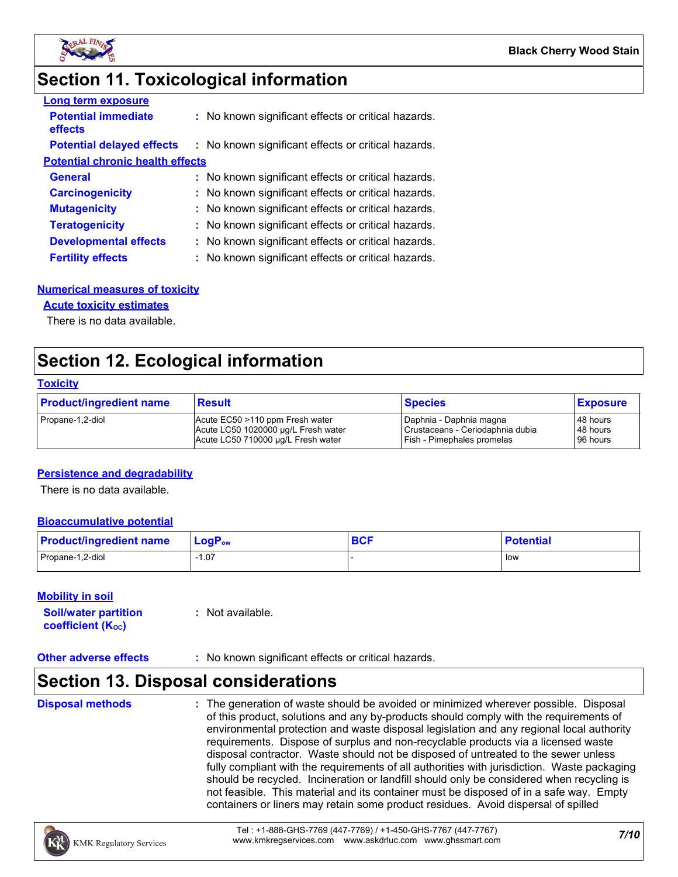## Section 11. Toxicological information

**Long term exposure**

**Potential immediate effects** : No known significant effects or critical hazards.

**Potential delayed effects** : No known significant effects or critical hazards.

**Potential chronic health effects**

**General** : No known significant effects or critical hazards.

**Carcinogenicity** : No known significant effects or critical hazards.

**Mutagenicity** : No known significant effects or critical hazards.

**Teratogenicity** : No known significant effects or critical hazards.

**Developmental effects** : No known significant effects or critical hazards.

**Fertility effects** : No known significant effects or critical hazards.

**Numerical measures of toxicity**

**Acute toxicity estimates**

There is no data available.

## Section 12. Ecological information

**Toxicity**

| Product/ingredient name | Result | Species | Exposure |
|---|---|---|---|
| Propane-1,2-diol | Acute EC50 >110 ppm Fresh water<br>Acute LC50 1020000 µg/L Fresh water<br>Acute LC50 710000 µg/L Fresh water | Daphnia - Daphnia magna<br>Crustaceans - Ceriodaphnia dubia<br>Fish - Pimephales promelas | 48 hours<br>48 hours<br>96 hours |

**Persistence and degradability**

There is no data available.

**Bioaccumulative potential**

| Product/ingredient name | $LogP_{ow}$ | BCF | Potential |
|---|---|---|---|
| Propane-1,2-diol | -1.07 | - | low |

**Mobility in soil**

**Soil/water partition coefficient ($K_{OC}$)** : Not available.

**Other adverse effects** : No known significant effects or critical hazards.

## Section 13. Disposal considerations

**Disposal methods** : The generation of waste should be avoided or minimized wherever possible. Disposal of this product, solutions and any by-products should comply with the requirements of environmental protection and waste disposal legislation and any regional local authority requirements. Dispose of surplus and non-recyclable products via a licensed waste disposal contractor. Waste should not be disposed of untreated to the sewer unless fully compliant with the requirements of all authorities with jurisdiction. Waste packaging should be recycled. Incineration or landfill should only be considered when recycling is not feasible. This material and its container must be disposed of in a safe way. Empty containers or liners may retain some product residues. Avoid dispersal of spilled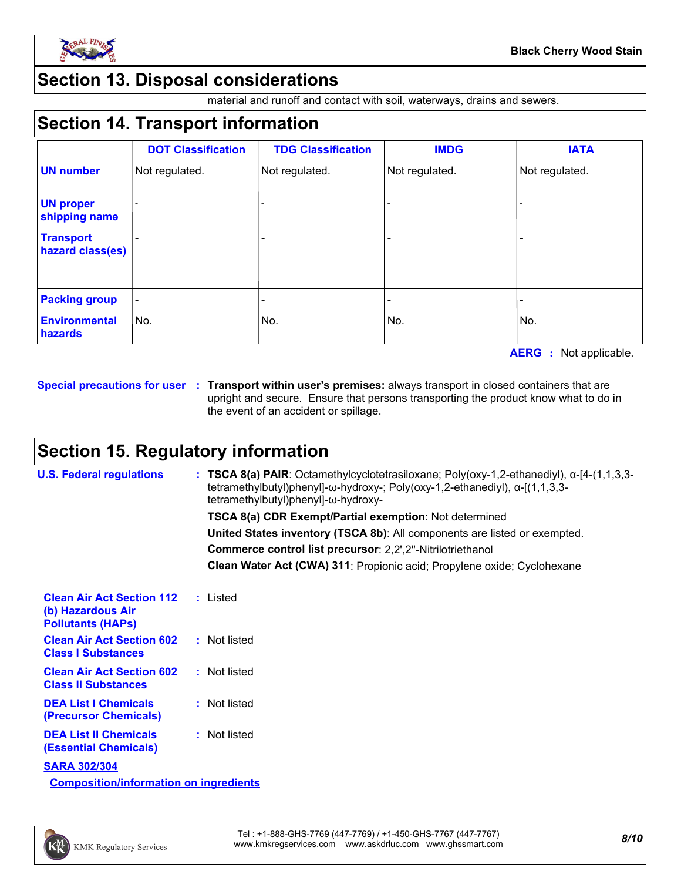## Section 13. Disposal considerations

material and runoff and contact with soil, waterways, drains and sewers.

## Section 14. Transport information

| | DOT Classification | TDG Classification | IMDG | IATA |
| --- | --- | --- | --- | --- |
| UN number | Not regulated. | Not regulated. | Not regulated. | Not regulated. |
| UN proper shipping name | - | - | - | - |
| Transport hazard class(es) | - | - | - | - |
| Packing group | - | - | - | - |
| Environmental hazards | No. | No. | No. | No. |

**AERG :** Not applicable.

**Special precautions for user :** **Transport within user's premises:** always transport in closed containers that are upright and secure. Ensure that persons transporting the product know what to do in the event of an accident or spillage.

## Section 15. Regulatory information

**U.S. Federal regulations :** **TSCA 8(a) PAIR**: Octamethylcyclotetrasiloxane; Poly(oxy-1,2-ethanediyl), α-[4-(1,1,3,3-tetramethylbutyl)phenyl]-ω-hydroxy-; Poly(oxy-1,2-ethanediyl), α-[(1,1,3,3-tetramethylbutyl)phenyl]-ω-hydroxy-

**TSCA 8(a) CDR Exempt/Partial exemption**: Not determined

**United States inventory (TSCA 8b)**: All components are listed or exempted.

**Commerce control list precursor**: 2,2',2''-Nitrilotriethanol

**Clean Water Act (CWA) 311**: Propionic acid; Propylene oxide; Cyclohexane

**Clean Air Act Section 112 (b) Hazardous Air Pollutants (HAPs) :** Listed

**Clean Air Act Section 602 Class I Substances :** Not listed

**Clean Air Act Section 602 Class II Substances :** Not listed

**DEA List I Chemicals (Precursor Chemicals) :** Not listed

**DEA List II Chemicals (Essential Chemicals) :** Not listed

**SARA 302/304**

**Composition/information on ingredients**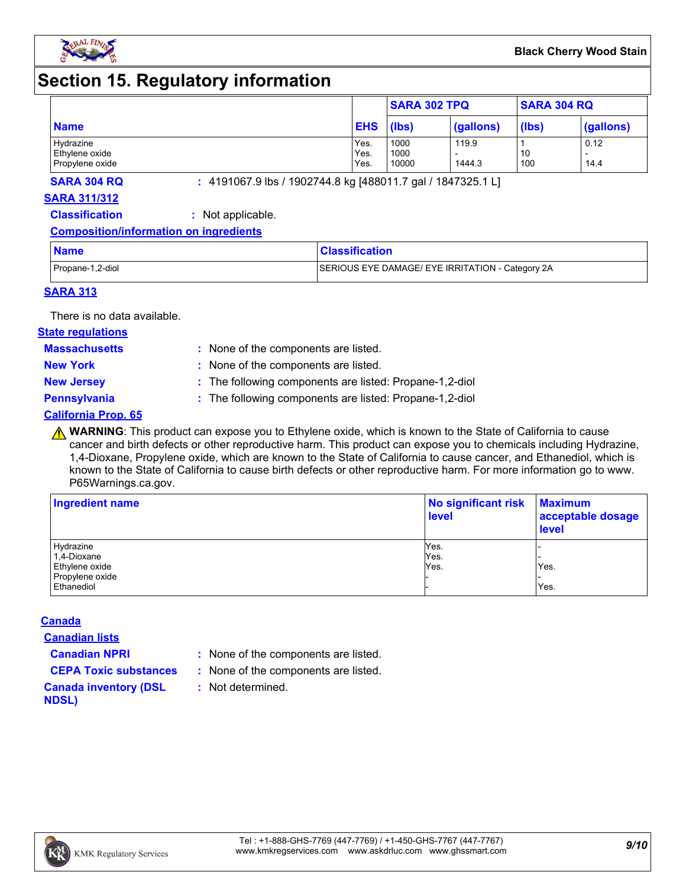# Section 15. Regulatory information

| Name | EHS | SARA 302 TPQ | | SARA 304 RQ | |
|---|---|---|---|---|---|
| | | (lbs) | (gallons) | (lbs) | (gallons) |
| Hydrazine | Yes. | 1000 | 119.9 | 1 | 0.12 |
| Ethylene oxide | Yes. | 1000 | - | 10 | - |
| Propylene oxide | Yes. | 10000 | 1444.3 | 100 | 14.4 |

**SARA 304 RQ** : 4191067.9 lbs / 1902744.8 kg [488011.7 gal / 1847325.1 L]

**SARA 311/312**

**Classification** : Not applicable.

**Composition/information on ingredients**

| Name | Classification |
|---|---|
| Propane-1,2-diol | SERIOUS EYE DAMAGE/ EYE IRRITATION - Category 2A |

**SARA 313**

There is no data available.

**State regulations**

**Massachusetts** : None of the components are listed.

**New York** : None of the components are listed.

**New Jersey** : The following components are listed: Propane-1,2-diol

**Pennsylvania** : The following components are listed: Propane-1,2-diol

**California Prop. 65**

⚠ **WARNING**: This product can expose you to Ethylene oxide, which is known to the State of California to cause cancer and birth defects or other reproductive harm. This product can expose you to chemicals including Hydrazine, 1,4-Dioxane, Propylene oxide, which are known to the State of California to cause cancer, and Ethanediol, which is known to the State of California to cause birth defects or other reproductive harm. For more information go to www. P65Warnings.ca.gov.

| Ingredient name | No significant risk level | Maximum acceptable dosage level |
|---|---|---|
| Hydrazine | Yes. | - |
| 1,4-Dioxane | Yes. | - |
| Ethylene oxide | Yes. | Yes. |
| Propylene oxide | - | - |
| Ethanediol | - | Yes. |

**Canada**

**Canadian lists**

**Canadian NPRI** : None of the components are listed.

**CEPA Toxic substances** : None of the components are listed.

**Canada inventory (DSL NDSL)** : Not determined.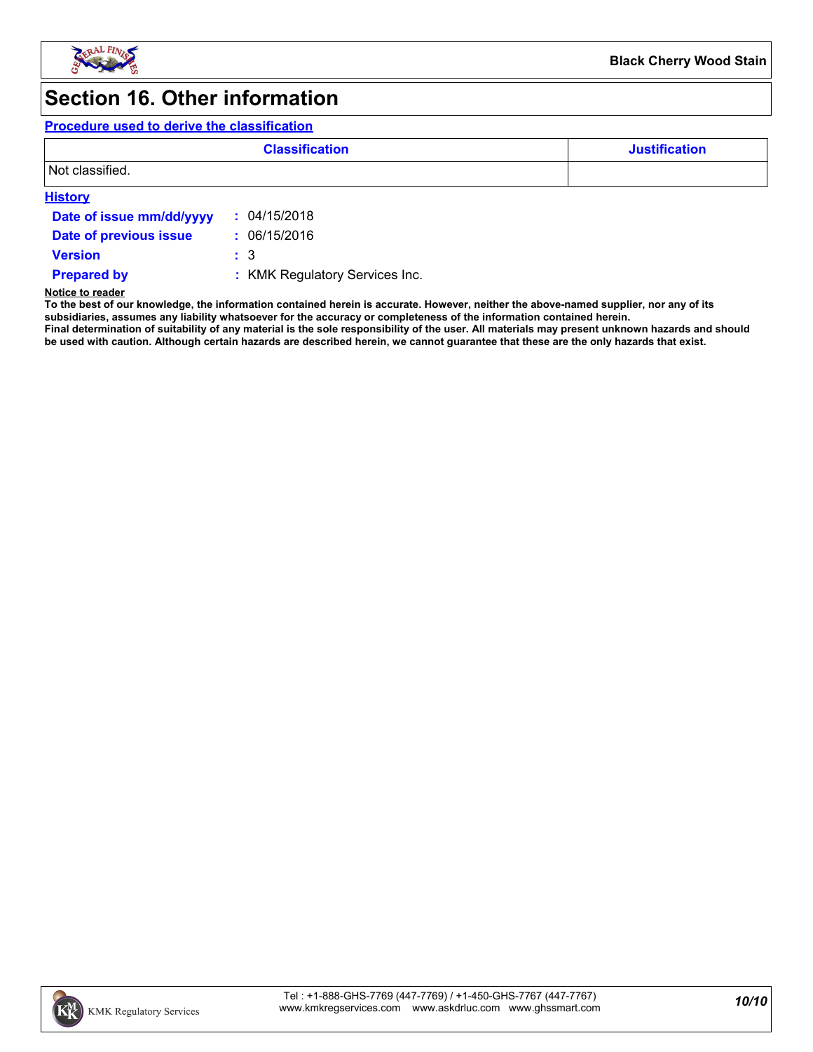# Section 16. Other information

**Procedure used to derive the classification**

| Classification | Justification |
| --- | --- |
| Not classified. | |

**History**

**Date of issue mm/dd/yyyy** : 04/15/2018

**Date of previous issue** : 06/15/2016

**Version** : 3

**Prepared by** : KMK Regulatory Services Inc.

**Notice to reader**

**To the best of our knowledge, the information contained herein is accurate. However, neither the above-named supplier, nor any of its subsidiaries, assumes any liability whatsoever for the accuracy or completeness of the information contained herein.**
**Final determination of suitability of any material is the sole responsibility of the user. All materials may present unknown hazards and should be used with caution. Although certain hazards are described herein, we cannot guarantee that these are the only hazards that exist.**